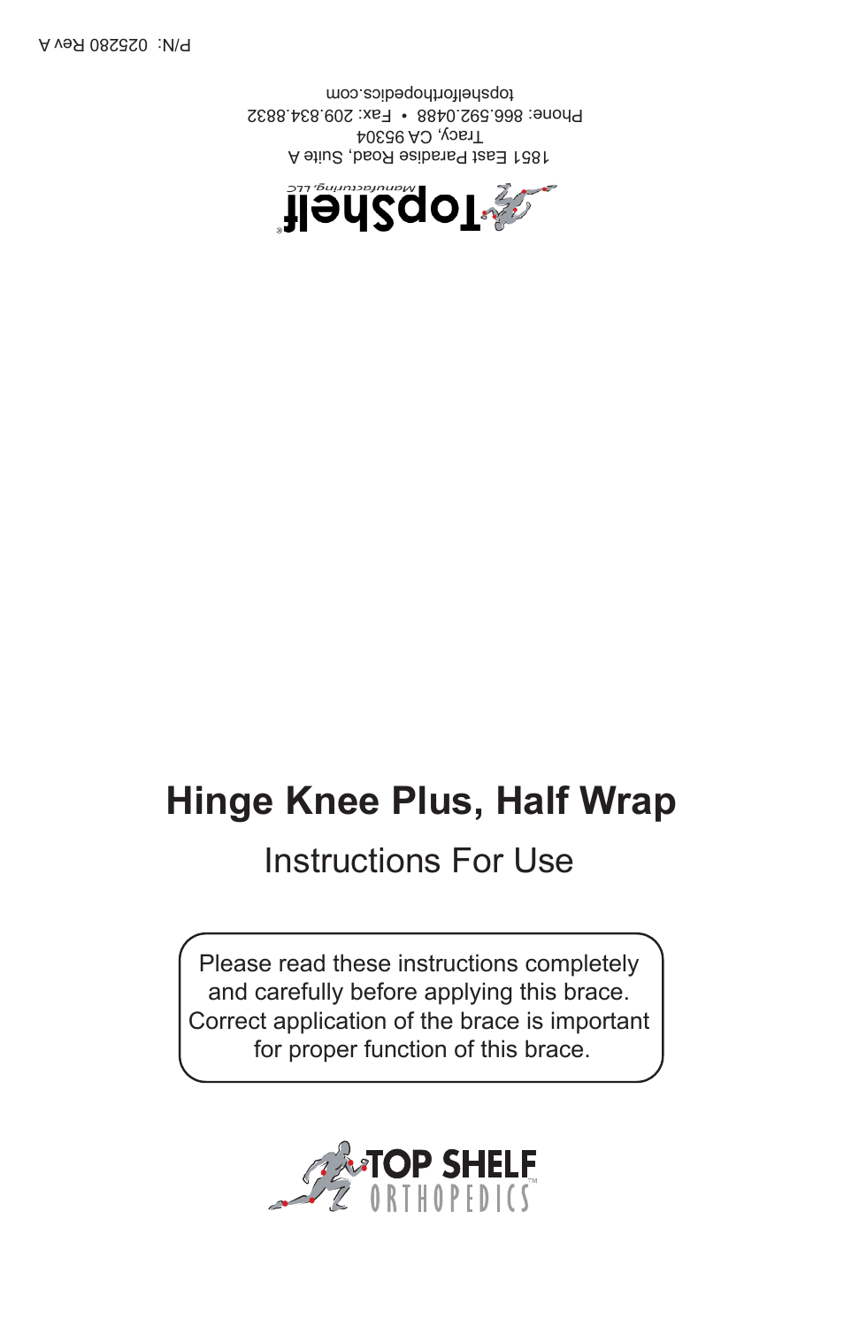P/N: 025280 Rev A

topshelforthopedics.com

Phone: 866.592.0488 • Fax: 209.834.8832

Tracy, CA 95304

1851 East Paradise Road, Suite A

TopShelf® Manufacturing, LLC

# Hinge Knee Plus, Half Wrap

## Instructions For Use

Please read these instructions completely and carefully before applying this brace. Correct application of the brace is important for proper function of this brace.

TOP SHELF ORTHOPEDICS™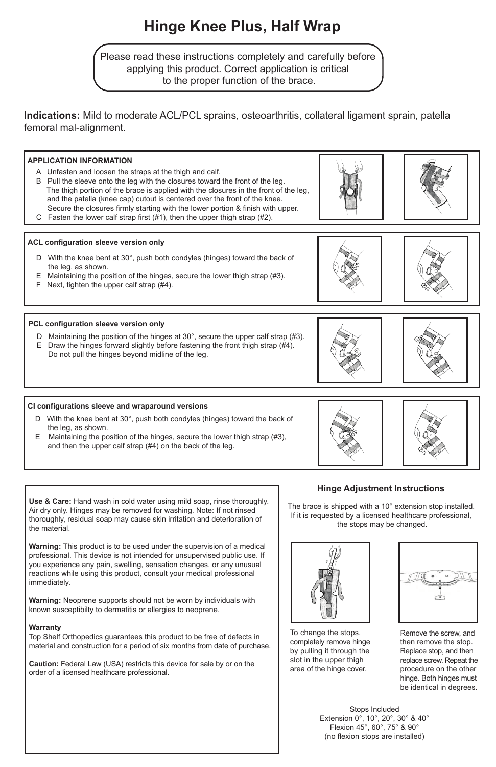# Hinge Knee Plus, Half Wrap

Please read these instructions completely and carefully before applying this product. Correct application is critical to the proper function of the brace.

**Indications:** Mild to moderate ACL/PCL sprains, osteoarthritis, collateral ligament sprain, patella femoral mal-alignment.

### APPLICATION INFORMATION

A Unfasten and loosen the straps at the thigh and calf.

B Pull the sleeve onto the leg with the closures toward the front of the leg. The thigh portion of the brace is applied with the closures in the front of the leg, and the patella (knee cap) cutout is centered over the front of the knee. Secure the closures firmly starting with the lower portion & finish with upper.

C Fasten the lower calf strap first (#1), then the upper thigh strap (#2).

### ACL configuration sleeve version only

D With the knee bent at 30°, push both condyles (hinges) toward the back of the leg, as shown.

E Maintaining the position of the hinges, secure the lower thigh strap (#3).

F Next, tighten the upper calf strap (#4).

### PCL configuration sleeve version only

D Maintaining the position of the hinges at 30°, secure the upper calf strap (#3).

E Draw the hinges forward slightly before fastening the front thigh strap (#4). Do not pull the hinges beyond midline of the leg.

### CI configurations sleeve and wraparound versions

D With the knee bent at 30°, push both condyles (hinges) toward the back of the leg, as shown.

E Maintaining the position of the hinges, secure the lower thigh strap (#3), and then the upper calf strap (#4) on the back of the leg.

**Use & Care:** Hand wash in cold water using mild soap, rinse thoroughly. Air dry only. Hinges may be removed for washing. Note: If not rinsed thoroughly, residual soap may cause skin irritation and deterioration of the material.

**Warning:** This product is to be used under the supervision of a medical professional. This device is not intended for unsupervised public use. If you experience any pain, swelling, sensation changes, or any unusual reactions while using this product, consult your medical professional immediately.

**Warning:** Neoprene supports should not be worn by individuals with known susceptibilty to dermatitis or allergies to neoprene.

**Warranty**

Top Shelf Orthopedics guarantees this product to be free of defects in material and construction for a period of six months from date of purchase.

**Caution:** Federal Law (USA) restricts this device for sale by or on the order of a licensed healthcare professional.

### Hinge Adjustment Instructions

The brace is shipped with a 10° extension stop installed. If it is requested by a licensed healthcare professional, the stops may be changed.

To change the stops, completely remove hinge by pulling it through the slot in the upper thigh area of the hinge cover.

Remove the screw, and then remove the stop. Replace stop, and then replace screw. Repeat the procedure on the other hinge. Both hinges must be identical in degrees.

Stops Included
Extension 0°, 10°, 20°, 30° & 40°
Flexion 45°, 60°, 75° & 90°
(no flexion stops are installed)